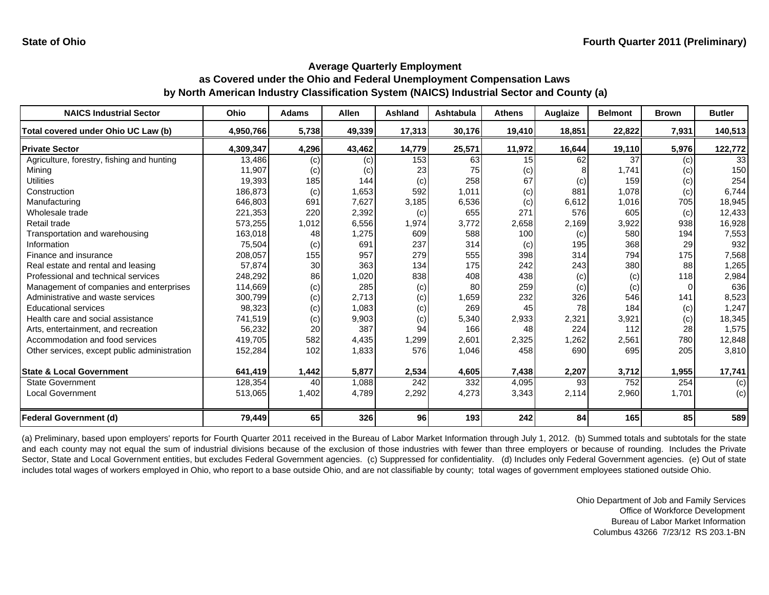State of Ohio

Fourth Quarter 2011 (Preliminary)

## Average Quarterly Employment as Covered under the Ohio and Federal Unemployment Compensation Laws by North American Industry Classification System (NAICS) Industrial Sector and County (a)

| NAICS Industrial Sector | Ohio | Adams | Allen | Ashland | Ashtabula | Athens | Auglaize | Belmont | Brown | Butler |
|---|---|---|---|---|---|---|---|---|---|---|
| **Total covered under Ohio UC Law (b)** | **4,950,766** | **5,738** | **49,339** | **17,313** | **30,176** | **19,410** | **18,851** | **22,822** | **7,931** | **140,513** |
| **Private Sector** | **4,309,347** | **4,296** | **43,462** | **14,779** | **25,571** | **11,972** | **16,644** | **19,110** | **5,976** | **122,772** |
| Agriculture, forestry, fishing and hunting | 13,486 | (c) | (c) | 153 | 63 | 15 | 62 | 37 | (c) | 33 |
| Mining | 11,907 | (c) | (c) | 23 | 75 | (c) | 8 | 1,741 | (c) | 150 |
| Utilities | 19,393 | 185 | 144 | (c) | 258 | 67 | (c) | 159 | (c) | 254 |
| Construction | 186,873 | (c) | 1,653 | 592 | 1,011 | (c) | 881 | 1,078 | (c) | 6,744 |
| Manufacturing | 646,803 | 691 | 7,627 | 3,185 | 6,536 | (c) | 6,612 | 1,016 | 705 | 18,945 |
| Wholesale trade | 221,353 | 220 | 2,392 | (c) | 655 | 271 | 576 | 605 | (c) | 12,433 |
| Retail trade | 573,255 | 1,012 | 6,556 | 1,974 | 3,772 | 2,658 | 2,169 | 3,922 | 938 | 16,928 |
| Transportation and warehousing | 163,018 | 48 | 1,275 | 609 | 588 | 100 | (c) | 580 | 194 | 7,553 |
| Information | 75,504 | (c) | 691 | 237 | 314 | (c) | 195 | 368 | 29 | 932 |
| Finance and insurance | 208,057 | 155 | 957 | 279 | 555 | 398 | 314 | 794 | 175 | 7,568 |
| Real estate and rental and leasing | 57,874 | 30 | 363 | 134 | 175 | 242 | 243 | 380 | 88 | 1,265 |
| Professional and technical services | 248,292 | 86 | 1,020 | 838 | 408 | 438 | (c) | (c) | 118 | 2,984 |
| Management of companies and enterprises | 114,669 | (c) | 285 | (c) | 80 | 259 | (c) | (c) | 0 | 636 |
| Administrative and waste services | 300,799 | (c) | 2,713 | (c) | 1,659 | 232 | 326 | 546 | 141 | 8,523 |
| Educational services | 98,323 | (c) | 1,083 | (c) | 269 | 45 | 78 | 184 | (c) | 1,247 |
| Health care and social assistance | 741,519 | (c) | 9,903 | (c) | 5,340 | 2,933 | 2,321 | 3,921 | (c) | 18,345 |
| Arts, entertainment, and recreation | 56,232 | 20 | 387 | 94 | 166 | 48 | 224 | 112 | 28 | 1,575 |
| Accommodation and food services | 419,705 | 582 | 4,435 | 1,299 | 2,601 | 2,325 | 1,262 | 2,561 | 780 | 12,848 |
| Other services, except public administration | 152,284 | 102 | 1,833 | 576 | 1,046 | 458 | 690 | 695 | 205 | 3,810 |
| **State & Local Government** | **641,419** | **1,442** | **5,877** | **2,534** | **4,605** | **7,438** | **2,207** | **3,712** | **1,955** | **17,741** |
| State Government | 128,354 | 40 | 1,088 | 242 | 332 | 4,095 | 93 | 752 | 254 | (c) |
| Local Government | 513,065 | 1,402 | 4,789 | 2,292 | 4,273 | 3,343 | 2,114 | 2,960 | 1,701 | (c) |
| **Federal Government (d)** | **79,449** | **65** | **326** | **96** | **193** | **242** | **84** | **165** | **85** | **589** |

(a) Preliminary, based upon employers' reports for Fourth Quarter 2011 received in the Bureau of Labor Market Information through July 1, 2012. (b) Summed totals and subtotals for the state and each county may not equal the sum of industrial divisions because of the exclusion of those industries with fewer than three employers or because of rounding. Includes the Private Sector, State and Local Government entities, but excludes Federal Government agencies. (c) Suppressed for confidentiality. (d) Includes only Federal Government agencies. (e) Out of state includes total wages of workers employed in Ohio, who report to a base outside Ohio, and are not classifiable by county; total wages of government employees stationed outside Ohio.

Ohio Department of Job and Family Services
Office of Workforce Development
Bureau of Labor Market Information
Columbus 43266 7/23/12 RS 203.1-BN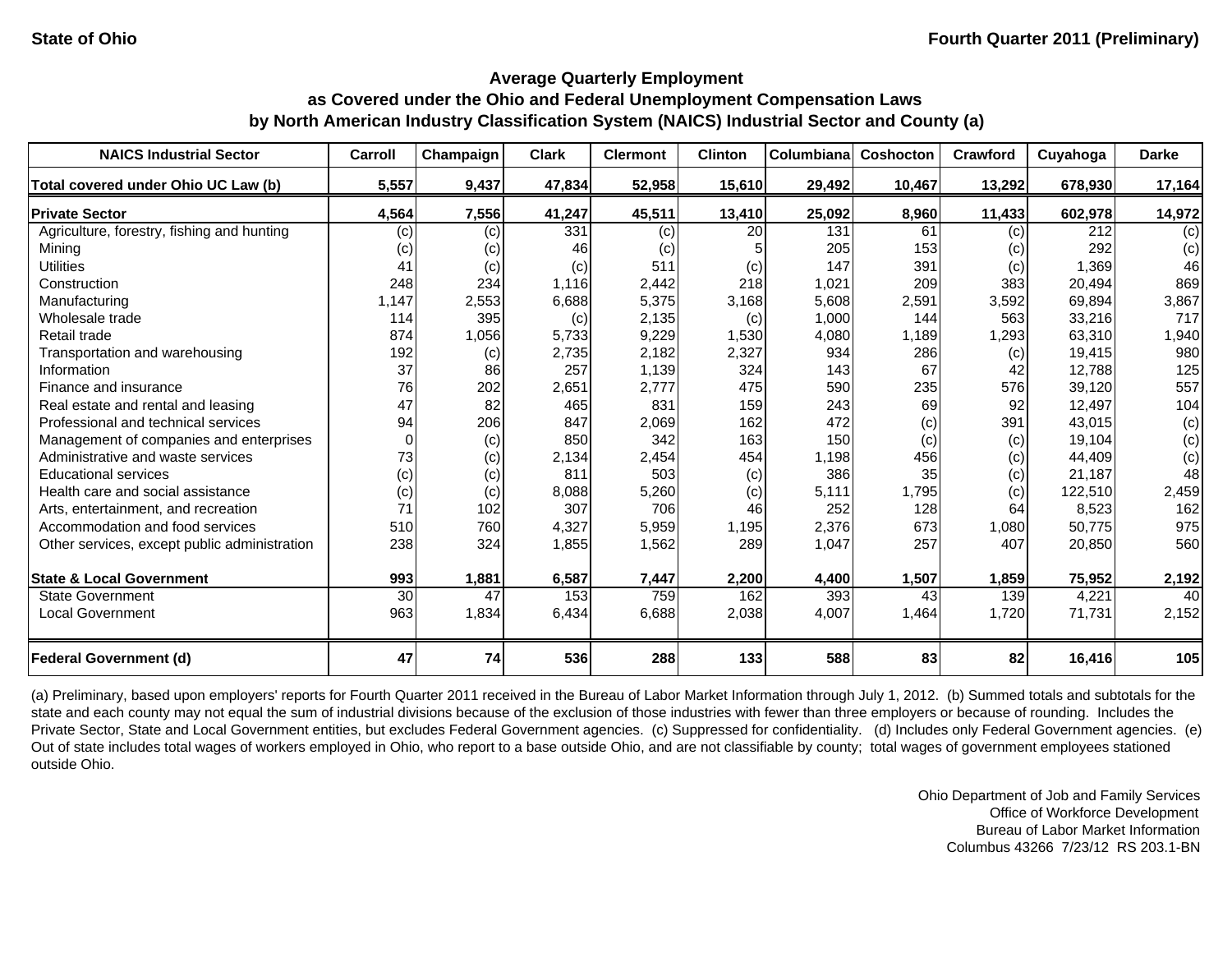State of Ohio | Fourth Quarter 2011 (Preliminary)

## Average Quarterly Employment
## as Covered under the Ohio and Federal Unemployment Compensation Laws
## by North American Industry Classification System (NAICS) Industrial Sector and County (a)

| NAICS Industrial Sector | Carroll | Champaign | Clark | Clermont | Clinton | Columbiana | Coshocton | Crawford | Cuyahoga | Darke |
|---|---|---|---|---|---|---|---|---|---|---|
| **Total covered under Ohio UC Law (b)** | **5,557** | **9,437** | **47,834** | **52,958** | **15,610** | **29,492** | **10,467** | **13,292** | **678,930** | **17,164** |
| **Private Sector** | **4,564** | **7,556** | **41,247** | **45,511** | **13,410** | **25,092** | **8,960** | **11,433** | **602,978** | **14,972** |
| Agriculture, forestry, fishing and hunting | (c) | (c) | 331 | (c) | 20 | 131 | 61 | (c) | 212 | (c) |
| Mining | (c) | (c) | 46 | (c) | 5 | 205 | 153 | (c) | 292 | (c) |
| Utilities | 41 | (c) | (c) | 511 | (c) | 147 | 391 | (c) | 1,369 | 46 |
| Construction | 248 | 234 | 1,116 | 2,442 | 218 | 1,021 | 209 | 383 | 20,494 | 869 |
| Manufacturing | 1,147 | 2,553 | 6,688 | 5,375 | 3,168 | 5,608 | 2,591 | 3,592 | 69,894 | 3,867 |
| Wholesale trade | 114 | 395 | (c) | 2,135 | (c) | 1,000 | 144 | 563 | 33,216 | 717 |
| Retail trade | 874 | 1,056 | 5,733 | 9,229 | 1,530 | 4,080 | 1,189 | 1,293 | 63,310 | 1,940 |
| Transportation and warehousing | 192 | (c) | 2,735 | 2,182 | 2,327 | 934 | 286 | (c) | 19,415 | 980 |
| Information | 37 | 86 | 257 | 1,139 | 324 | 143 | 67 | 42 | 12,788 | 125 |
| Finance and insurance | 76 | 202 | 2,651 | 2,777 | 475 | 590 | 235 | 576 | 39,120 | 557 |
| Real estate and rental and leasing | 47 | 82 | 465 | 831 | 159 | 243 | 69 | 92 | 12,497 | 104 |
| Professional and technical services | 94 | 206 | 847 | 2,069 | 162 | 472 | (c) | 391 | 43,015 | (c) |
| Management of companies and enterprises | 0 | (c) | 850 | 342 | 163 | 150 | (c) | (c) | 19,104 | (c) |
| Administrative and waste services | 73 | (c) | 2,134 | 2,454 | 454 | 1,198 | 456 | (c) | 44,409 | (c) |
| Educational services | (c) | (c) | 811 | 503 | (c) | 386 | 35 | (c) | 21,187 | 48 |
| Health care and social assistance | (c) | (c) | 8,088 | 5,260 | (c) | 5,111 | 1,795 | (c) | 122,510 | 2,459 |
| Arts, entertainment, and recreation | 71 | 102 | 307 | 706 | 46 | 252 | 128 | 64 | 8,523 | 162 |
| Accommodation and food services | 510 | 760 | 4,327 | 5,959 | 1,195 | 2,376 | 673 | 1,080 | 50,775 | 975 |
| Other services, except public administration | 238 | 324 | 1,855 | 1,562 | 289 | 1,047 | 257 | 407 | 20,850 | 560 |
| **State & Local Government** | **993** | **1,881** | **6,587** | **7,447** | **2,200** | **4,400** | **1,507** | **1,859** | **75,952** | **2,192** |
| State Government | 30 | 47 | 153 | 759 | 162 | 393 | 43 | 139 | 4,221 | 40 |
| Local Government | 963 | 1,834 | 6,434 | 6,688 | 2,038 | 4,007 | 1,464 | 1,720 | 71,731 | 2,152 |
| **Federal Government (d)** | **47** | **74** | **536** | **288** | **133** | **588** | **83** | **82** | **16,416** | **105** |

(a) Preliminary, based upon employers' reports for Fourth Quarter 2011 received in the Bureau of Labor Market Information through July 1, 2012. (b) Summed totals and subtotals for the state and each county may not equal the sum of industrial divisions because of the exclusion of those industries with fewer than three employers or because of rounding. Includes the Private Sector, State and Local Government entities, but excludes Federal Government agencies. (c) Suppressed for confidentiality. (d) Includes only Federal Government agencies. (e) Out of state includes total wages of workers employed in Ohio, who report to a base outside Ohio, and are not classifiable by county; total wages of government employees stationed outside Ohio.

Ohio Department of Job and Family Services
Office of Workforce Development
Bureau of Labor Market Information
Columbus 43266 7/23/12 RS 203.1-BN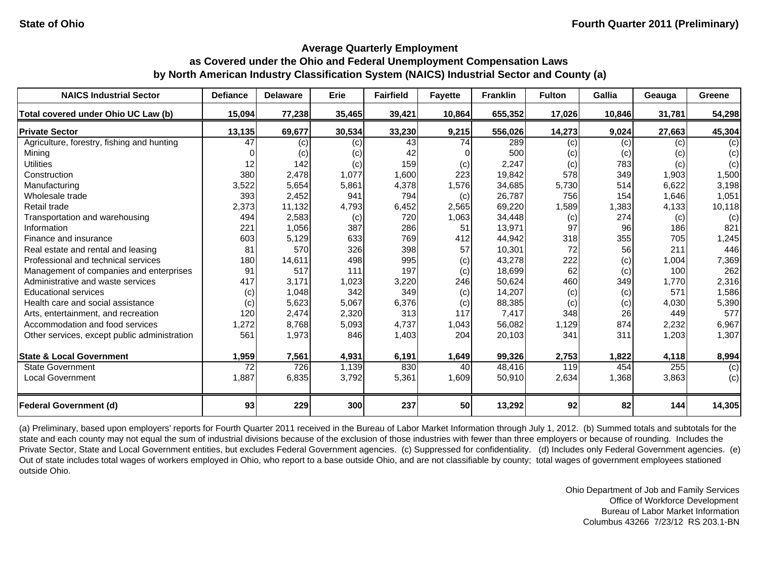State of Ohio | Fourth Quarter 2011 (Preliminary)

## Average Quarterly Employment
## as Covered under the Ohio and Federal Unemployment Compensation Laws
## by North American Industry Classification System (NAICS) Industrial Sector and County (a)

| NAICS Industrial Sector | Defiance | Delaware | Erie | Fairfield | Fayette | Franklin | Fulton | Gallia | Geauga | Greene |
|---|---|---|---|---|---|---|---|---|---|---|
| **Total covered under Ohio UC Law (b)** | **15,094** | **77,238** | **35,465** | **39,421** | **10,864** | **655,352** | **17,026** | **10,846** | **31,781** | **54,298** |
| **Private Sector** | **13,135** | **69,677** | **30,534** | **33,230** | **9,215** | **556,026** | **14,273** | **9,024** | **27,663** | **45,304** |
| Agriculture, forestry, fishing and hunting | 47 | (c) | (c) | 43 | 74 | 289 | (c) | (c) | (c) | (c) |
| Mining | 0 | (c) | (c) | 42 | 0 | 500 | (c) | (c) | (c) | (c) |
| Utilities | 12 | 142 | (c) | 159 | (c) | 2,247 | (c) | 783 | (c) | (c) |
| Construction | 380 | 2,478 | 1,077 | 1,600 | 223 | 19,842 | 578 | 349 | 1,903 | 1,500 |
| Manufacturing | 3,522 | 5,654 | 5,861 | 4,378 | 1,576 | 34,685 | 5,730 | 514 | 6,622 | 3,198 |
| Wholesale trade | 393 | 2,452 | 941 | 794 | (c) | 26,787 | 756 | 154 | 1,646 | 1,051 |
| Retail trade | 2,373 | 11,132 | 4,793 | 6,452 | 2,565 | 69,220 | 1,589 | 1,383 | 4,133 | 10,118 |
| Transportation and warehousing | 494 | 2,583 | (c) | 720 | 1,063 | 34,448 | (c) | 274 | (c) | (c) |
| Information | 221 | 1,056 | 387 | 286 | 51 | 13,971 | 97 | 96 | 186 | 821 |
| Finance and insurance | 603 | 5,129 | 633 | 769 | 412 | 44,942 | 318 | 355 | 705 | 1,245 |
| Real estate and rental and leasing | 81 | 570 | 326 | 398 | 57 | 10,301 | 72 | 56 | 211 | 446 |
| Professional and technical services | 180 | 14,611 | 498 | 995 | (c) | 43,278 | 222 | (c) | 1,004 | 7,369 |
| Management of companies and enterprises | 91 | 517 | 111 | 197 | (c) | 18,699 | 62 | (c) | 100 | 262 |
| Administrative and waste services | 417 | 3,171 | 1,023 | 3,220 | 246 | 50,624 | 460 | 349 | 1,770 | 2,316 |
| Educational services | (c) | 1,048 | 342 | 349 | (c) | 14,207 | (c) | (c) | 571 | 1,586 |
| Health care and social assistance | (c) | 5,623 | 5,067 | 6,376 | (c) | 88,385 | (c) | (c) | 4,030 | 5,390 |
| Arts, entertainment, and recreation | 120 | 2,474 | 2,320 | 313 | 117 | 7,417 | 348 | 26 | 449 | 577 |
| Accommodation and food services | 1,272 | 8,768 | 5,093 | 4,737 | 1,043 | 56,082 | 1,129 | 874 | 2,232 | 6,967 |
| Other services, except public administration | 561 | 1,973 | 846 | 1,403 | 204 | 20,103 | 341 | 311 | 1,203 | 1,307 |
| **State & Local Government** | **1,959** | **7,561** | **4,931** | **6,191** | **1,649** | **99,326** | **2,753** | **1,822** | **4,118** | **8,994** |
| State Government | 72 | 726 | 1,139 | 830 | 40 | 48,416 | 119 | 454 | 255 | (c) |
| Local Government | 1,887 | 6,835 | 3,792 | 5,361 | 1,609 | 50,910 | 2,634 | 1,368 | 3,863 | (c) |
| **Federal Government (d)** | **93** | **229** | **300** | **237** | **50** | **13,292** | **92** | **82** | **144** | **14,305** |

(a) Preliminary, based upon employers' reports for Fourth Quarter 2011 received in the Bureau of Labor Market Information through July 1, 2012. (b) Summed totals and subtotals for the state and each county may not equal the sum of industrial divisions because of the exclusion of those industries with fewer than three employers or because of rounding. Includes the Private Sector, State and Local Government entities, but excludes Federal Government agencies. (c) Suppressed for confidentiality. (d) Includes only Federal Government agencies. (e) Out of state includes total wages of workers employed in Ohio, who report to a base outside Ohio, and are not classifiable by county; total wages of government employees stationed outside Ohio.

Ohio Department of Job and Family Services
Office of Workforce Development
Bureau of Labor Market Information
Columbus 43266 7/23/12 RS 203.1-BN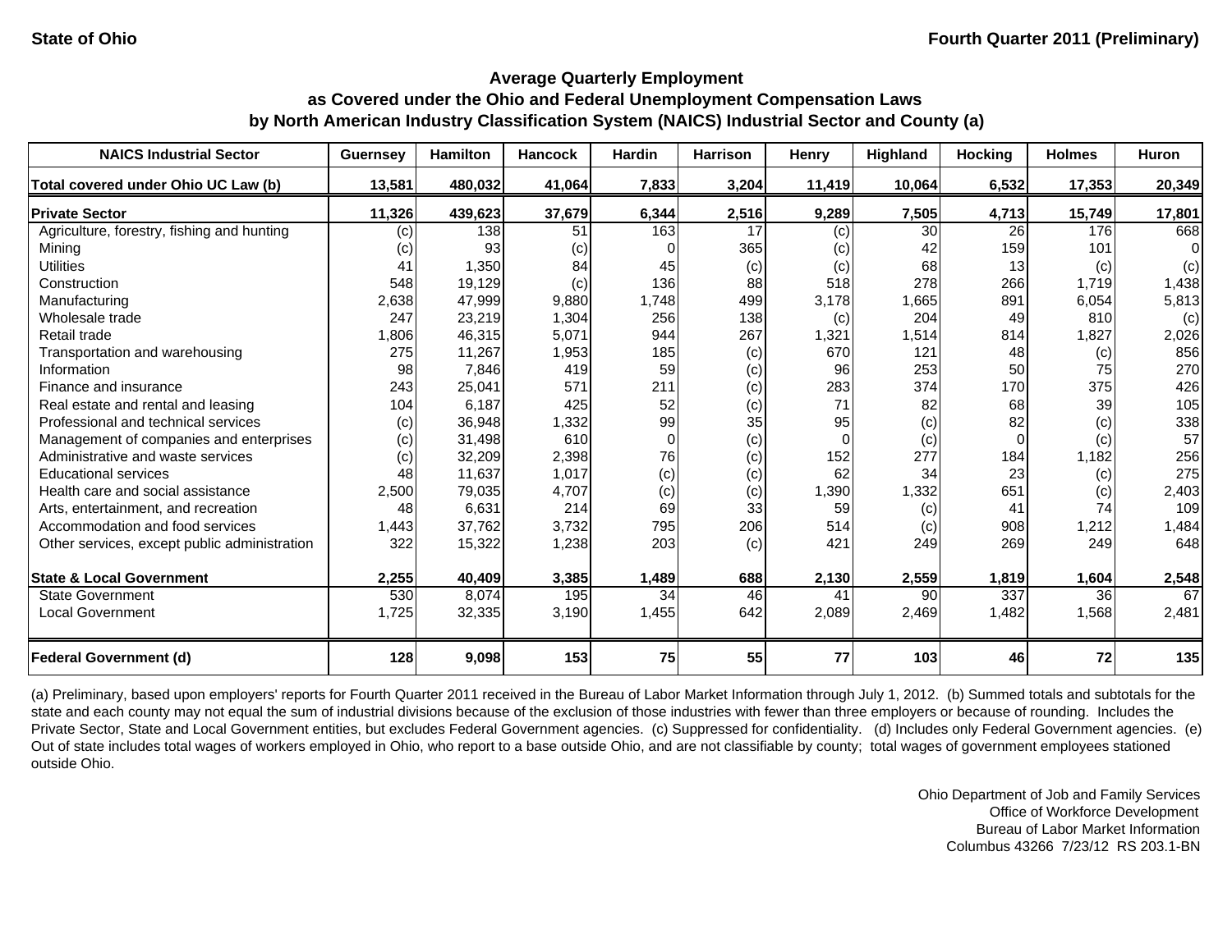State of Ohio — Fourth Quarter 2011 (Preliminary)

## Average Quarterly Employment
## as Covered under the Ohio and Federal Unemployment Compensation Laws
## by North American Industry Classification System (NAICS) Industrial Sector and County (a)

| NAICS Industrial Sector | Guernsey | Hamilton | Hancock | Hardin | Harrison | Henry | Highland | Hocking | Holmes | Huron |
|---|---|---|---|---|---|---|---|---|---|---|
| **Total covered under Ohio UC Law (b)** | **13,581** | **480,032** | **41,064** | **7,833** | **3,204** | **11,419** | **10,064** | **6,532** | **17,353** | **20,349** |
| **Private Sector** | **11,326** | **439,623** | **37,679** | **6,344** | **2,516** | **9,289** | **7,505** | **4,713** | **15,749** | **17,801** |
| Agriculture, forestry, fishing and hunting | (c) | 138 | 51 | 163 | 17 | (c) | 30 | 26 | 176 | 668 |
| Mining | (c) | 93 | (c) | 0 | 365 | (c) | 42 | 159 | 101 | 0 |
| Utilities | 41 | 1,350 | 84 | 45 | (c) | (c) | 68 | 13 | (c) | (c) |
| Construction | 548 | 19,129 | (c) | 136 | 88 | 518 | 278 | 266 | 1,719 | 1,438 |
| Manufacturing | 2,638 | 47,999 | 9,880 | 1,748 | 499 | 3,178 | 1,665 | 891 | 6,054 | 5,813 |
| Wholesale trade | 247 | 23,219 | 1,304 | 256 | 138 | (c) | 204 | 49 | 810 | (c) |
| Retail trade | 1,806 | 46,315 | 5,071 | 944 | 267 | 1,321 | 1,514 | 814 | 1,827 | 2,026 |
| Transportation and warehousing | 275 | 11,267 | 1,953 | 185 | (c) | 670 | 121 | 48 | (c) | 856 |
| Information | 98 | 7,846 | 419 | 59 | (c) | 96 | 253 | 50 | 75 | 270 |
| Finance and insurance | 243 | 25,041 | 571 | 211 | (c) | 283 | 374 | 170 | 375 | 426 |
| Real estate and rental and leasing | 104 | 6,187 | 425 | 52 | (c) | 71 | 82 | 68 | 39 | 105 |
| Professional and technical services | (c) | 36,948 | 1,332 | 99 | 35 | 95 | (c) | 82 | (c) | 338 |
| Management of companies and enterprises | (c) | 31,498 | 610 | 0 | (c) | 0 | (c) | 0 | (c) | 57 |
| Administrative and waste services | (c) | 32,209 | 2,398 | 76 | (c) | 152 | 277 | 184 | 1,182 | 256 |
| Educational services | 48 | 11,637 | 1,017 | (c) | (c) | 62 | 34 | 23 | (c) | 275 |
| Health care and social assistance | 2,500 | 79,035 | 4,707 | (c) | (c) | 1,390 | 1,332 | 651 | (c) | 2,403 |
| Arts, entertainment, and recreation | 48 | 6,631 | 214 | 69 | 33 | 59 | (c) | 41 | 74 | 109 |
| Accommodation and food services | 1,443 | 37,762 | 3,732 | 795 | 206 | 514 | (c) | 908 | 1,212 | 1,484 |
| Other services, except public administration | 322 | 15,322 | 1,238 | 203 | (c) | 421 | 249 | 269 | 249 | 648 |
| **State & Local Government** | **2,255** | **40,409** | **3,385** | **1,489** | **688** | **2,130** | **2,559** | **1,819** | **1,604** | **2,548** |
| State Government | 530 | 8,074 | 195 | 34 | 46 | 41 | 90 | 337 | 36 | 67 |
| Local Government | 1,725 | 32,335 | 3,190 | 1,455 | 642 | 2,089 | 2,469 | 1,482 | 1,568 | 2,481 |
| **Federal Government (d)** | **128** | **9,098** | **153** | **75** | **55** | **77** | **103** | **46** | **72** | **135** |

(a) Preliminary, based upon employers' reports for Fourth Quarter 2011 received in the Bureau of Labor Market Information through July 1, 2012. (b) Summed totals and subtotals for the state and each county may not equal the sum of industrial divisions because of the exclusion of those industries with fewer than three employers or because of rounding. Includes the Private Sector, State and Local Government entities, but excludes Federal Government agencies. (c) Suppressed for confidentiality. (d) Includes only Federal Government agencies. (e) Out of state includes total wages of workers employed in Ohio, who report to a base outside Ohio, and are not classifiable by county; total wages of government employees stationed outside Ohio.

Ohio Department of Job and Family Services
Office of Workforce Development
Bureau of Labor Market Information
Columbus 43266 7/23/12 RS 203.1-BN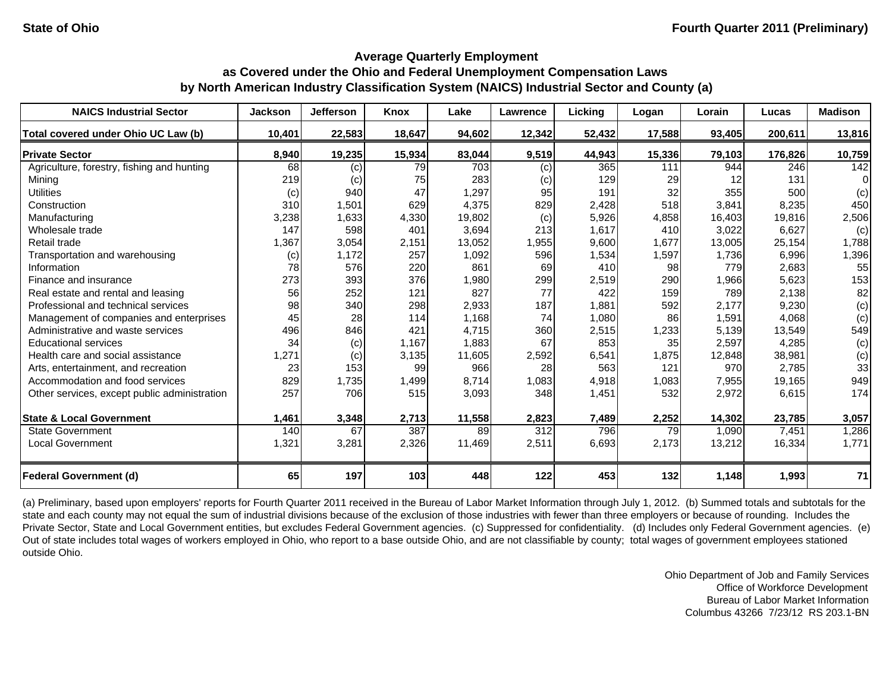State of Ohio | Fourth Quarter 2011 (Preliminary)

## Average Quarterly Employment
## as Covered under the Ohio and Federal Unemployment Compensation Laws
## by North American Industry Classification System (NAICS) Industrial Sector and County (a)

| NAICS Industrial Sector | Jackson | Jefferson | Knox | Lake | Lawrence | Licking | Logan | Lorain | Lucas | Madison |
|---|---|---|---|---|---|---|---|---|---|---|
| **Total covered under Ohio UC Law (b)** | **10,401** | **22,583** | **18,647** | **94,602** | **12,342** | **52,432** | **17,588** | **93,405** | **200,611** | **13,816** |
| **Private Sector** | **8,940** | **19,235** | **15,934** | **83,044** | **9,519** | **44,943** | **15,336** | **79,103** | **176,826** | **10,759** |
| Agriculture, forestry, fishing and hunting | 68 | (c) | 79 | 703 | (c) | 365 | 111 | 944 | 246 | 142 |
| Mining | 219 | (c) | 75 | 283 | (c) | 129 | 29 | 12 | 131 | 0 |
| Utilities | (c) | 940 | 47 | 1,297 | 95 | 191 | 32 | 355 | 500 | (c) |
| Construction | 310 | 1,501 | 629 | 4,375 | 829 | 2,428 | 518 | 3,841 | 8,235 | 450 |
| Manufacturing | 3,238 | 1,633 | 4,330 | 19,802 | (c) | 5,926 | 4,858 | 16,403 | 19,816 | 2,506 |
| Wholesale trade | 147 | 598 | 401 | 3,694 | 213 | 1,617 | 410 | 3,022 | 6,627 | (c) |
| Retail trade | 1,367 | 3,054 | 2,151 | 13,052 | 1,955 | 9,600 | 1,677 | 13,005 | 25,154 | 1,788 |
| Transportation and warehousing | (c) | 1,172 | 257 | 1,092 | 596 | 1,534 | 1,597 | 1,736 | 6,996 | 1,396 |
| Information | 78 | 576 | 220 | 861 | 69 | 410 | 98 | 779 | 2,683 | 55 |
| Finance and insurance | 273 | 393 | 376 | 1,980 | 299 | 2,519 | 290 | 1,966 | 5,623 | 153 |
| Real estate and rental and leasing | 56 | 252 | 121 | 827 | 77 | 422 | 159 | 789 | 2,138 | 82 |
| Professional and technical services | 98 | 340 | 298 | 2,933 | 187 | 1,881 | 592 | 2,177 | 9,230 | (c) |
| Management of companies and enterprises | 45 | 28 | 114 | 1,168 | 74 | 1,080 | 86 | 1,591 | 4,068 | (c) |
| Administrative and waste services | 496 | 846 | 421 | 4,715 | 360 | 2,515 | 1,233 | 5,139 | 13,549 | 549 |
| Educational services | 34 | (c) | 1,167 | 1,883 | 67 | 853 | 35 | 2,597 | 4,285 | (c) |
| Health care and social assistance | 1,271 | (c) | 3,135 | 11,605 | 2,592 | 6,541 | 1,875 | 12,848 | 38,981 | (c) |
| Arts, entertainment, and recreation | 23 | 153 | 99 | 966 | 28 | 563 | 121 | 970 | 2,785 | 33 |
| Accommodation and food services | 829 | 1,735 | 1,499 | 8,714 | 1,083 | 4,918 | 1,083 | 7,955 | 19,165 | 949 |
| Other services, except public administration | 257 | 706 | 515 | 3,093 | 348 | 1,451 | 532 | 2,972 | 6,615 | 174 |
| **State & Local Government** | **1,461** | **3,348** | **2,713** | **11,558** | **2,823** | **7,489** | **2,252** | **14,302** | **23,785** | **3,057** |
| State Government | 140 | 67 | 387 | 89 | 312 | 796 | 79 | 1,090 | 7,451 | 1,286 |
| Local Government | 1,321 | 3,281 | 2,326 | 11,469 | 2,511 | 6,693 | 2,173 | 13,212 | 16,334 | 1,771 |
| **Federal Government (d)** | **65** | **197** | **103** | **448** | **122** | **453** | **132** | **1,148** | **1,993** | **71** |

(a) Preliminary, based upon employers' reports for Fourth Quarter 2011 received in the Bureau of Labor Market Information through July 1, 2012. (b) Summed totals and subtotals for the state and each county may not equal the sum of industrial divisions because of the exclusion of those industries with fewer than three employers or because of rounding. Includes the Private Sector, State and Local Government entities, but excludes Federal Government agencies. (c) Suppressed for confidentiality. (d) Includes only Federal Government agencies. (e) Out of state includes total wages of workers employed in Ohio, who report to a base outside Ohio, and are not classifiable by county; total wages of government employees stationed outside Ohio.

Ohio Department of Job and Family Services
Office of Workforce Development
Bureau of Labor Market Information
Columbus 43266 7/23/12 RS 203.1-BN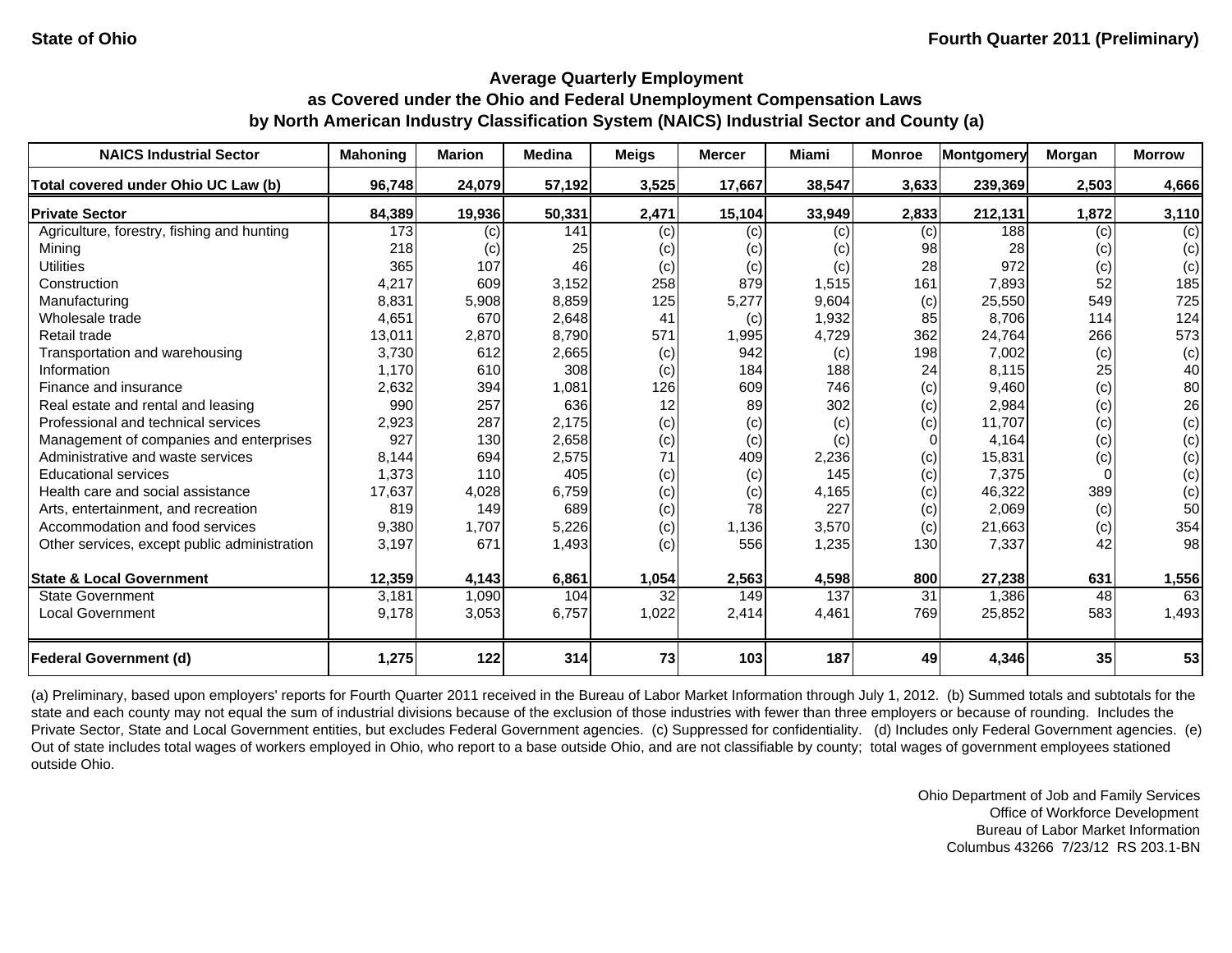State of Ohio

Fourth Quarter 2011 (Preliminary)

## Average Quarterly Employment as Covered under the Ohio and Federal Unemployment Compensation Laws by North American Industry Classification System (NAICS) Industrial Sector and County (a)

| NAICS Industrial Sector | Mahoning | Marion | Medina | Meigs | Mercer | Miami | Monroe | Montgomery | Morgan | Morrow |
|---|---|---|---|---|---|---|---|---|---|---|
| **Total covered under Ohio UC Law (b)** | **96,748** | **24,079** | **57,192** | **3,525** | **17,667** | **38,547** | **3,633** | **239,369** | **2,503** | **4,666** |
| **Private Sector** | **84,389** | **19,936** | **50,331** | **2,471** | **15,104** | **33,949** | **2,833** | **212,131** | **1,872** | **3,110** |
| Agriculture, forestry, fishing and hunting | 173 | (c) | 141 | (c) | (c) | (c) | (c) | 188 | (c) | (c) |
| Mining | 218 | (c) | 25 | (c) | (c) | (c) | 98 | 28 | (c) | (c) |
| Utilities | 365 | 107 | 46 | (c) | (c) | (c) | 28 | 972 | (c) | (c) |
| Construction | 4,217 | 609 | 3,152 | 258 | 879 | 1,515 | 161 | 7,893 | 52 | 185 |
| Manufacturing | 8,831 | 5,908 | 8,859 | 125 | 5,277 | 9,604 | (c) | 25,550 | 549 | 725 |
| Wholesale trade | 4,651 | 670 | 2,648 | 41 | (c) | 1,932 | 85 | 8,706 | 114 | 124 |
| Retail trade | 13,011 | 2,870 | 8,790 | 571 | 1,995 | 4,729 | 362 | 24,764 | 266 | 573 |
| Transportation and warehousing | 3,730 | 612 | 2,665 | (c) | 942 | (c) | 198 | 7,002 | (c) | (c) |
| Information | 1,170 | 610 | 308 | (c) | 184 | 188 | 24 | 8,115 | 25 | 40 |
| Finance and insurance | 2,632 | 394 | 1,081 | 126 | 609 | 746 | (c) | 9,460 | (c) | 80 |
| Real estate and rental and leasing | 990 | 257 | 636 | 12 | 89 | 302 | (c) | 2,984 | (c) | 26 |
| Professional and technical services | 2,923 | 287 | 2,175 | (c) | (c) | (c) | (c) | 11,707 | (c) | (c) |
| Management of companies and enterprises | 927 | 130 | 2,658 | (c) | (c) | (c) | 0 | 4,164 | (c) | (c) |
| Administrative and waste services | 8,144 | 694 | 2,575 | 71 | 409 | 2,236 | (c) | 15,831 | (c) | (c) |
| Educational services | 1,373 | 110 | 405 | (c) | (c) | 145 | (c) | 7,375 | 0 | (c) |
| Health care and social assistance | 17,637 | 4,028 | 6,759 | (c) | (c) | 4,165 | (c) | 46,322 | 389 | (c) |
| Arts, entertainment, and recreation | 819 | 149 | 689 | (c) | 78 | 227 | (c) | 2,069 | (c) | 50 |
| Accommodation and food services | 9,380 | 1,707 | 5,226 | (c) | 1,136 | 3,570 | (c) | 21,663 | (c) | 354 |
| Other services, except public administration | 3,197 | 671 | 1,493 | (c) | 556 | 1,235 | 130 | 7,337 | 42 | 98 |
| **State & Local Government** | **12,359** | **4,143** | **6,861** | **1,054** | **2,563** | **4,598** | **800** | **27,238** | **631** | **1,556** |
| State Government | 3,181 | 1,090 | 104 | 32 | 149 | 137 | 31 | 1,386 | 48 | 63 |
| Local Government | 9,178 | 3,053 | 6,757 | 1,022 | 2,414 | 4,461 | 769 | 25,852 | 583 | 1,493 |
| **Federal Government (d)** | **1,275** | **122** | **314** | **73** | **103** | **187** | **49** | **4,346** | **35** | **53** |

(a) Preliminary, based upon employers' reports for Fourth Quarter 2011 received in the Bureau of Labor Market Information through July 1, 2012. (b) Summed totals and subtotals for the state and each county may not equal the sum of industrial divisions because of the exclusion of those industries with fewer than three employers or because of rounding. Includes the Private Sector, State and Local Government entities, but excludes Federal Government agencies. (c) Suppressed for confidentiality. (d) Includes only Federal Government agencies. (e) Out of state includes total wages of workers employed in Ohio, who report to a base outside Ohio, and are not classifiable by county; total wages of government employees stationed outside Ohio.

Ohio Department of Job and Family Services
Office of Workforce Development
Bureau of Labor Market Information
Columbus 43266 7/23/12 RS 203.1-BN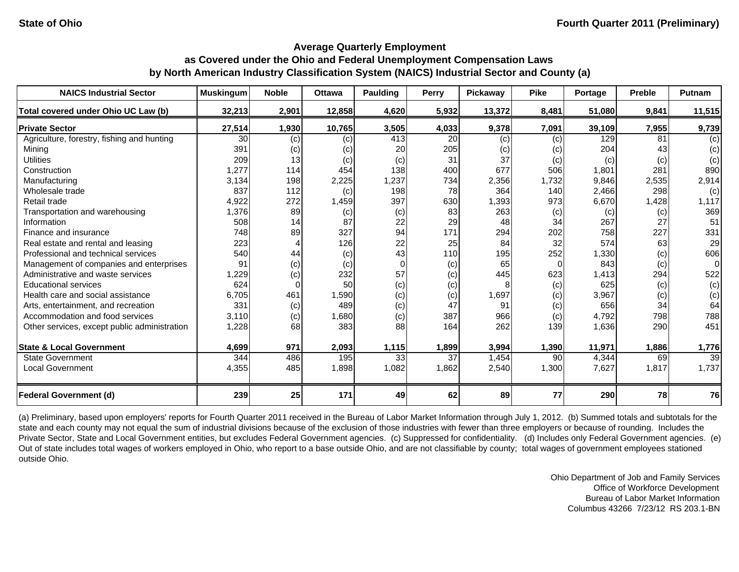State of Ohio

Fourth Quarter 2011 (Preliminary)

## Average Quarterly Employment
## as Covered under the Ohio and Federal Unemployment Compensation Laws
## by North American Industry Classification System (NAICS) Industrial Sector and County (a)

| NAICS Industrial Sector | Muskingum | Noble | Ottawa | Paulding | Perry | Pickaway | Pike | Portage | Preble | Putnam |
|---|---|---|---|---|---|---|---|---|---|---|
| **Total covered under Ohio UC Law (b)** | **32,213** | **2,901** | **12,858** | **4,620** | **5,932** | **13,372** | **8,481** | **51,080** | **9,841** | **11,515** |
| **Private Sector** | **27,514** | **1,930** | **10,765** | **3,505** | **4,033** | **9,378** | **7,091** | **39,109** | **7,955** | **9,739** |
| Agriculture, forestry, fishing and hunting | 30 | (c) | (c) | 413 | 20 | (c) | (c) | 129 | 81 | (c) |
| Mining | 391 | (c) | (c) | 20 | 205 | (c) | (c) | 204 | 43 | (c) |
| Utilities | 209 | 13 | (c) | (c) | 31 | 37 | (c) | (c) | (c) | (c) |
| Construction | 1,277 | 114 | 454 | 138 | 400 | 677 | 506 | 1,801 | 281 | 890 |
| Manufacturing | 3,134 | 198 | 2,225 | 1,237 | 734 | 2,356 | 1,732 | 9,846 | 2,535 | 2,914 |
| Wholesale trade | 837 | 112 | (c) | 198 | 78 | 364 | 140 | 2,466 | 298 | (c) |
| Retail trade | 4,922 | 272 | 1,459 | 397 | 630 | 1,393 | 973 | 6,670 | 1,428 | 1,117 |
| Transportation and warehousing | 1,376 | 89 | (c) | (c) | 83 | 263 | (c) | (c) | (c) | 369 |
| Information | 508 | 14 | 87 | 22 | 29 | 48 | 34 | 267 | 27 | 51 |
| Finance and insurance | 748 | 89 | 327 | 94 | 171 | 294 | 202 | 758 | 227 | 331 |
| Real estate and rental and leasing | 223 | 4 | 126 | 22 | 25 | 84 | 32 | 574 | 63 | 29 |
| Professional and technical services | 540 | 44 | (c) | 43 | 110 | 195 | 252 | 1,330 | (c) | 606 |
| Management of companies and enterprises | 91 | (c) | (c) | 0 | (c) | 65 | 0 | 843 | (c) | 0 |
| Administrative and waste services | 1,229 | (c) | 232 | 57 | (c) | 445 | 623 | 1,413 | 294 | 522 |
| Educational services | 624 | 0 | 50 | (c) | (c) | 8 | (c) | 625 | (c) | (c) |
| Health care and social assistance | 6,705 | 461 | 1,590 | (c) | (c) | 1,697 | (c) | 3,967 | (c) | (c) |
| Arts, entertainment, and recreation | 331 | (c) | 489 | (c) | 47 | 91 | (c) | 656 | 34 | 64 |
| Accommodation and food services | 3,110 | (c) | 1,680 | (c) | 387 | 966 | (c) | 4,792 | 798 | 788 |
| Other services, except public administration | 1,228 | 68 | 383 | 88 | 164 | 262 | 139 | 1,636 | 290 | 451 |
| **State & Local Government** | **4,699** | **971** | **2,093** | **1,115** | **1,899** | **3,994** | **1,390** | **11,971** | **1,886** | **1,776** |
| State Government | 344 | 486 | 195 | 33 | 37 | 1,454 | 90 | 4,344 | 69 | 39 |
| Local Government | 4,355 | 485 | 1,898 | 1,082 | 1,862 | 2,540 | 1,300 | 7,627 | 1,817 | 1,737 |
| **Federal Government (d)** | **239** | **25** | **171** | **49** | **62** | **89** | **77** | **290** | **78** | **76** |

(a) Preliminary, based upon employers' reports for Fourth Quarter 2011 received in the Bureau of Labor Market Information through July 1, 2012. (b) Summed totals and subtotals for the state and each county may not equal the sum of industrial divisions because of the exclusion of those industries with fewer than three employers or because of rounding. Includes the Private Sector, State and Local Government entities, but excludes Federal Government agencies. (c) Suppressed for confidentiality. (d) Includes only Federal Government agencies. (e) Out of state includes total wages of workers employed in Ohio, who report to a base outside Ohio, and are not classifiable by county; total wages of government employees stationed outside Ohio.

Ohio Department of Job and Family Services
Office of Workforce Development
Bureau of Labor Market Information
Columbus 43266 7/23/12 RS 203.1-BN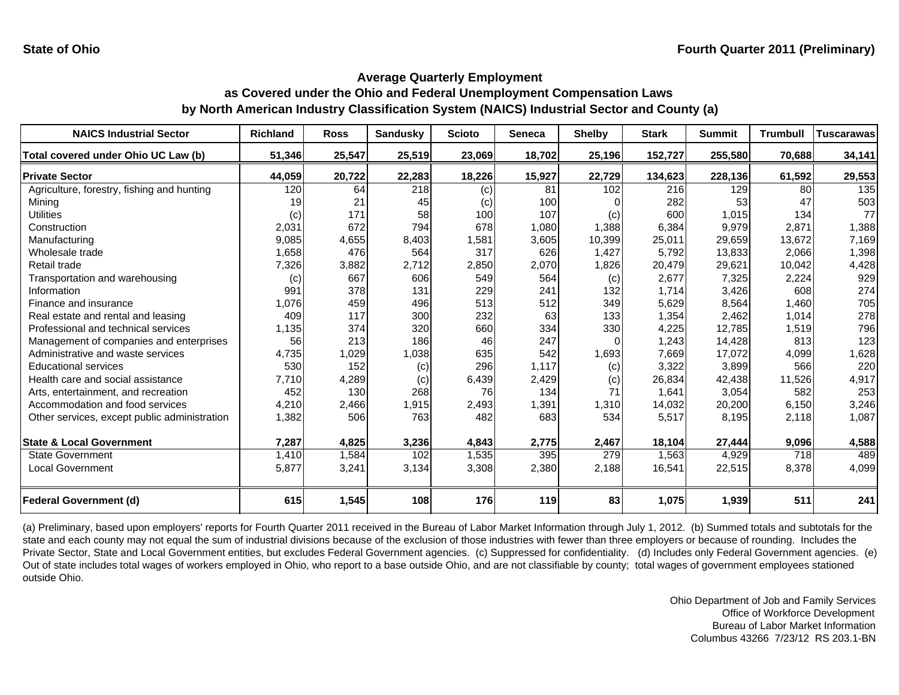**State of Ohio** **Fourth Quarter 2011 (Preliminary)**

## Average Quarterly Employment as Covered under the Ohio and Federal Unemployment Compensation Laws by North American Industry Classification System (NAICS) Industrial Sector and County (a)

| NAICS Industrial Sector | Richland | Ross | Sandusky | Scioto | Seneca | Shelby | Stark | Summit | Trumbull | Tuscarawas |
|---|---|---|---|---|---|---|---|---|---|---|
| **Total covered under Ohio UC Law (b)** | **51,346** | **25,547** | **25,519** | **23,069** | **18,702** | **25,196** | **152,727** | **255,580** | **70,688** | **34,141** |
| **Private Sector** | **44,059** | **20,722** | **22,283** | **18,226** | **15,927** | **22,729** | **134,623** | **228,136** | **61,592** | **29,553** |
| Agriculture, forestry, fishing and hunting | 120 | 64 | 218 | (c) | 81 | 102 | 216 | 129 | 80 | 135 |
| Mining | 19 | 21 | 45 | (c) | 100 | 0 | 282 | 53 | 47 | 503 |
| Utilities | (c) | 171 | 58 | 100 | 107 | (c) | 600 | 1,015 | 134 | 77 |
| Construction | 2,031 | 672 | 794 | 678 | 1,080 | 1,388 | 6,384 | 9,979 | 2,871 | 1,388 |
| Manufacturing | 9,085 | 4,655 | 8,403 | 1,581 | 3,605 | 10,399 | 25,011 | 29,659 | 13,672 | 7,169 |
| Wholesale trade | 1,658 | 476 | 564 | 317 | 626 | 1,427 | 5,792 | 13,833 | 2,066 | 1,398 |
| Retail trade | 7,326 | 3,882 | 2,712 | 2,850 | 2,070 | 1,826 | 20,479 | 29,621 | 10,042 | 4,428 |
| Transportation and warehousing | (c) | 667 | 606 | 549 | 564 | (c) | 2,677 | 7,325 | 2,224 | 929 |
| Information | 991 | 378 | 131 | 229 | 241 | 132 | 1,714 | 3,426 | 608 | 274 |
| Finance and insurance | 1,076 | 459 | 496 | 513 | 512 | 349 | 5,629 | 8,564 | 1,460 | 705 |
| Real estate and rental and leasing | 409 | 117 | 300 | 232 | 63 | 133 | 1,354 | 2,462 | 1,014 | 278 |
| Professional and technical services | 1,135 | 374 | 320 | 660 | 334 | 330 | 4,225 | 12,785 | 1,519 | 796 |
| Management of companies and enterprises | 56 | 213 | 186 | 46 | 247 | 0 | 1,243 | 14,428 | 813 | 123 |
| Administrative and waste services | 4,735 | 1,029 | 1,038 | 635 | 542 | 1,693 | 7,669 | 17,072 | 4,099 | 1,628 |
| Educational services | 530 | 152 | (c) | 296 | 1,117 | (c) | 3,322 | 3,899 | 566 | 220 |
| Health care and social assistance | 7,710 | 4,289 | (c) | 6,439 | 2,429 | (c) | 26,834 | 42,438 | 11,526 | 4,917 |
| Arts, entertainment, and recreation | 452 | 130 | 268 | 76 | 134 | 71 | 1,641 | 3,054 | 582 | 253 |
| Accommodation and food services | 4,210 | 2,466 | 1,915 | 2,493 | 1,391 | 1,310 | 14,032 | 20,200 | 6,150 | 3,246 |
| Other services, except public administration | 1,382 | 506 | 763 | 482 | 683 | 534 | 5,517 | 8,195 | 2,118 | 1,087 |
| **State & Local Government** | **7,287** | **4,825** | **3,236** | **4,843** | **2,775** | **2,467** | **18,104** | **27,444** | **9,096** | **4,588** |
| State Government | 1,410 | 1,584 | 102 | 1,535 | 395 | 279 | 1,563 | 4,929 | 718 | 489 |
| Local Government | 5,877 | 3,241 | 3,134 | 3,308 | 2,380 | 2,188 | 16,541 | 22,515 | 8,378 | 4,099 |
| **Federal Government (d)** | **615** | **1,545** | **108** | **176** | **119** | **83** | **1,075** | **1,939** | **511** | **241** |

(a) Preliminary, based upon employers' reports for Fourth Quarter 2011 received in the Bureau of Labor Market Information through July 1, 2012. (b) Summed totals and subtotals for the state and each county may not equal the sum of industrial divisions because of the exclusion of those industries with fewer than three employers or because of rounding. Includes the Private Sector, State and Local Government entities, but excludes Federal Government agencies. (c) Suppressed for confidentiality. (d) Includes only Federal Government agencies. (e) Out of state includes total wages of workers employed in Ohio, who report to a base outside Ohio, and are not classifiable by county; total wages of government employees stationed outside Ohio.

Ohio Department of Job and Family Services
Office of Workforce Development
Bureau of Labor Market Information
Columbus 43266 7/23/12 RS 203.1-BN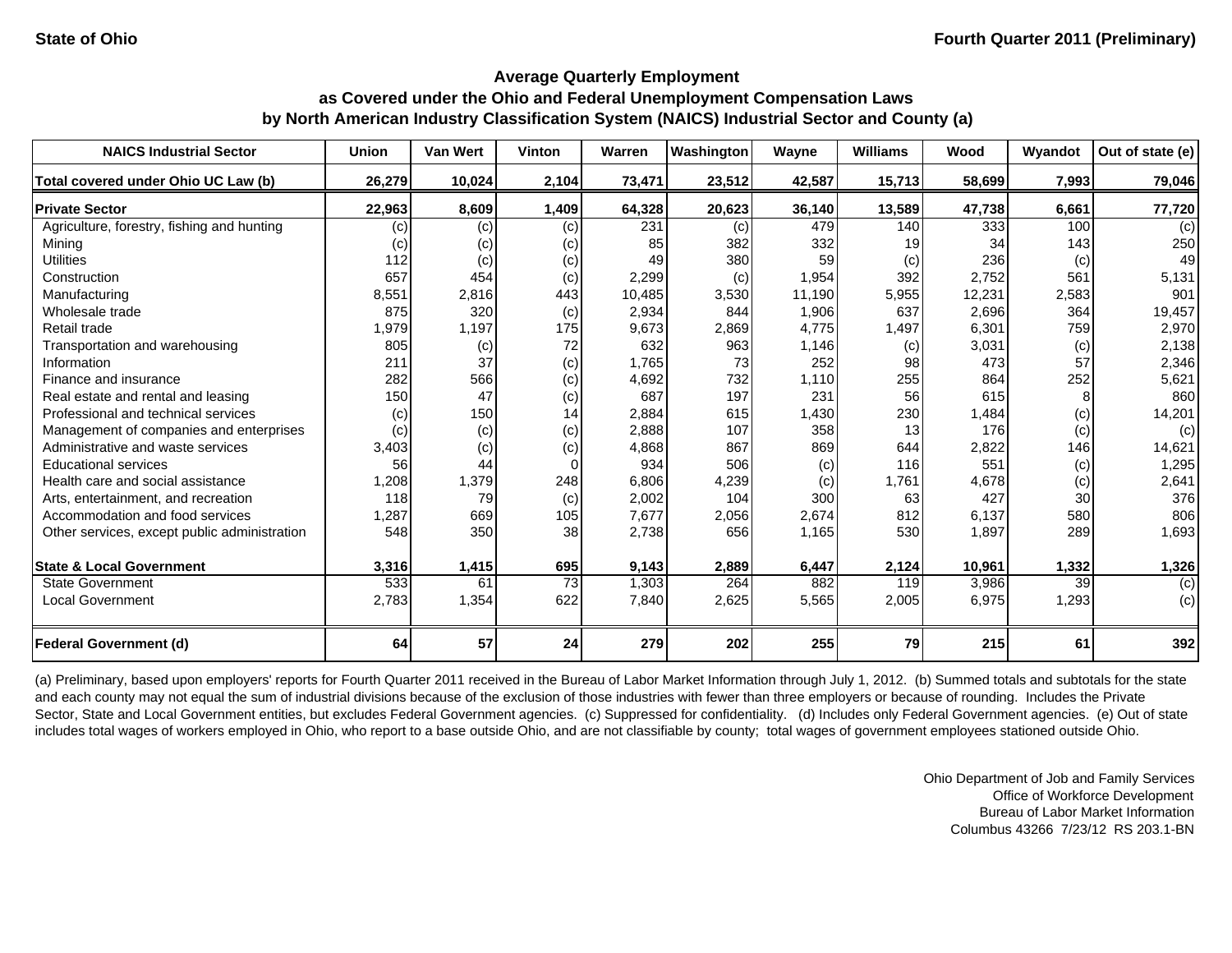State of Ohio

Fourth Quarter 2011 (Preliminary)

## Average Quarterly Employment as Covered under the Ohio and Federal Unemployment Compensation Laws by North American Industry Classification System (NAICS) Industrial Sector and County (a)

| NAICS Industrial Sector | Union | Van Wert | Vinton | Warren | Washington | Wayne | Williams | Wood | Wyandot | Out of state (e) |
|---|---|---|---|---|---|---|---|---|---|---|
| **Total covered under Ohio UC Law (b)** | **26,279** | **10,024** | **2,104** | **73,471** | **23,512** | **42,587** | **15,713** | **58,699** | **7,993** | **79,046** |
| **Private Sector** | **22,963** | **8,609** | **1,409** | **64,328** | **20,623** | **36,140** | **13,589** | **47,738** | **6,661** | **77,720** |
| Agriculture, forestry, fishing and hunting | (c) | (c) | (c) | 231 | (c) | 479 | 140 | 333 | 100 | (c) |
| Mining | (c) | (c) | (c) | 85 | 382 | 332 | 19 | 34 | 143 | 250 |
| Utilities | 112 | (c) | (c) | 49 | 380 | 59 | (c) | 236 | (c) | 49 |
| Construction | 657 | 454 | (c) | 2,299 | (c) | 1,954 | 392 | 2,752 | 561 | 5,131 |
| Manufacturing | 8,551 | 2,816 | 443 | 10,485 | 3,530 | 11,190 | 5,955 | 12,231 | 2,583 | 901 |
| Wholesale trade | 875 | 320 | (c) | 2,934 | 844 | 1,906 | 637 | 2,696 | 364 | 19,457 |
| Retail trade | 1,979 | 1,197 | 175 | 9,673 | 2,869 | 4,775 | 1,497 | 6,301 | 759 | 2,970 |
| Transportation and warehousing | 805 | (c) | 72 | 632 | 963 | 1,146 | (c) | 3,031 | (c) | 2,138 |
| Information | 211 | 37 | (c) | 1,765 | 73 | 252 | 98 | 473 | 57 | 2,346 |
| Finance and insurance | 282 | 566 | (c) | 4,692 | 732 | 1,110 | 255 | 864 | 252 | 5,621 |
| Real estate and rental and leasing | 150 | 47 | (c) | 687 | 197 | 231 | 56 | 615 | 8 | 860 |
| Professional and technical services | (c) | 150 | 14 | 2,884 | 615 | 1,430 | 230 | 1,484 | (c) | 14,201 |
| Management of companies and enterprises | (c) | (c) | (c) | 2,888 | 107 | 358 | 13 | 176 | (c) | (c) |
| Administrative and waste services | 3,403 | (c) | (c) | 4,868 | 867 | 869 | 644 | 2,822 | 146 | 14,621 |
| Educational services | 56 | 44 | 0 | 934 | 506 | (c) | 116 | 551 | (c) | 1,295 |
| Health care and social assistance | 1,208 | 1,379 | 248 | 6,806 | 4,239 | (c) | 1,761 | 4,678 | (c) | 2,641 |
| Arts, entertainment, and recreation | 118 | 79 | (c) | 2,002 | 104 | 300 | 63 | 427 | 30 | 376 |
| Accommodation and food services | 1,287 | 669 | 105 | 7,677 | 2,056 | 2,674 | 812 | 6,137 | 580 | 806 |
| Other services, except public administration | 548 | 350 | 38 | 2,738 | 656 | 1,165 | 530 | 1,897 | 289 | 1,693 |
| **State & Local Government** | **3,316** | **1,415** | **695** | **9,143** | **2,889** | **6,447** | **2,124** | **10,961** | **1,332** | **1,326** |
| State Government | 533 | 61 | 73 | 1,303 | 264 | 882 | 119 | 3,986 | 39 | (c) |
| Local Government | 2,783 | 1,354 | 622 | 7,840 | 2,625 | 5,565 | 2,005 | 6,975 | 1,293 | (c) |
| **Federal Government (d)** | **64** | **57** | **24** | **279** | **202** | **255** | **79** | **215** | **61** | **392** |

(a) Preliminary, based upon employers' reports for Fourth Quarter 2011 received in the Bureau of Labor Market Information through July 1, 2012. (b) Summed totals and subtotals for the state and each county may not equal the sum of industrial divisions because of the exclusion of those industries with fewer than three employers or because of rounding. Includes the Private Sector, State and Local Government entities, but excludes Federal Government agencies. (c) Suppressed for confidentiality. (d) Includes only Federal Government agencies. (e) Out of state includes total wages of workers employed in Ohio, who report to a base outside Ohio, and are not classifiable by county; total wages of government employees stationed outside Ohio.

Ohio Department of Job and Family Services
Office of Workforce Development
Bureau of Labor Market Information
Columbus 43266 7/23/12 RS 203.1-BN